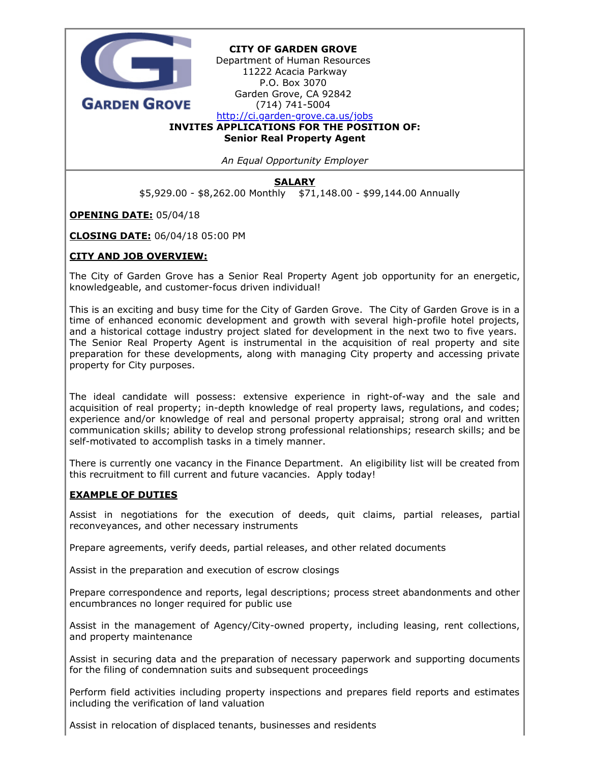**CITY OF GARDEN GROVE**
Department of Human Resources
11222 Acacia Parkway
P.O. Box 3070
Garden Grove, CA 92842
(714) 741-5004
[http://ci.garden-grove.ca.us/jobs](http://ci.garden-grove.ca.us/jobs)

**INVITES APPLICATIONS FOR THE POSITION OF:**
**Senior Real Property Agent**

*An Equal Opportunity Employer*

## SALARY

$5,929.00 - $8,262.00 Monthly    $71,148.00 - $99,144.00 Annually

**OPENING DATE:** 05/04/18

**CLOSING DATE:** 06/04/18 05:00 PM

## CITY AND JOB OVERVIEW:

The City of Garden Grove has a Senior Real Property Agent job opportunity for an energetic, knowledgeable, and customer-focus driven individual!

This is an exciting and busy time for the City of Garden Grove. The City of Garden Grove is in a time of enhanced economic development and growth with several high-profile hotel projects, and a historical cottage industry project slated for development in the next two to five years. The Senior Real Property Agent is instrumental in the acquisition of real property and site preparation for these developments, along with managing City property and accessing private property for City purposes.

The ideal candidate will possess: extensive experience in right-of-way and the sale and acquisition of real property; in-depth knowledge of real property laws, regulations, and codes; experience and/or knowledge of real and personal property appraisal; strong oral and written communication skills; ability to develop strong professional relationships; research skills; and be self-motivated to accomplish tasks in a timely manner.

There is currently one vacancy in the Finance Department. An eligibility list will be created from this recruitment to fill current and future vacancies. Apply today!

## EXAMPLE OF DUTIES

Assist in negotiations for the execution of deeds, quit claims, partial releases, partial reconveyances, and other necessary instruments

Prepare agreements, verify deeds, partial releases, and other related documents

Assist in the preparation and execution of escrow closings

Prepare correspondence and reports, legal descriptions; process street abandonments and other encumbrances no longer required for public use

Assist in the management of Agency/City-owned property, including leasing, rent collections, and property maintenance

Assist in securing data and the preparation of necessary paperwork and supporting documents for the filing of condemnation suits and subsequent proceedings

Perform field activities including property inspections and prepares field reports and estimates including the verification of land valuation

Assist in relocation of displaced tenants, businesses and residents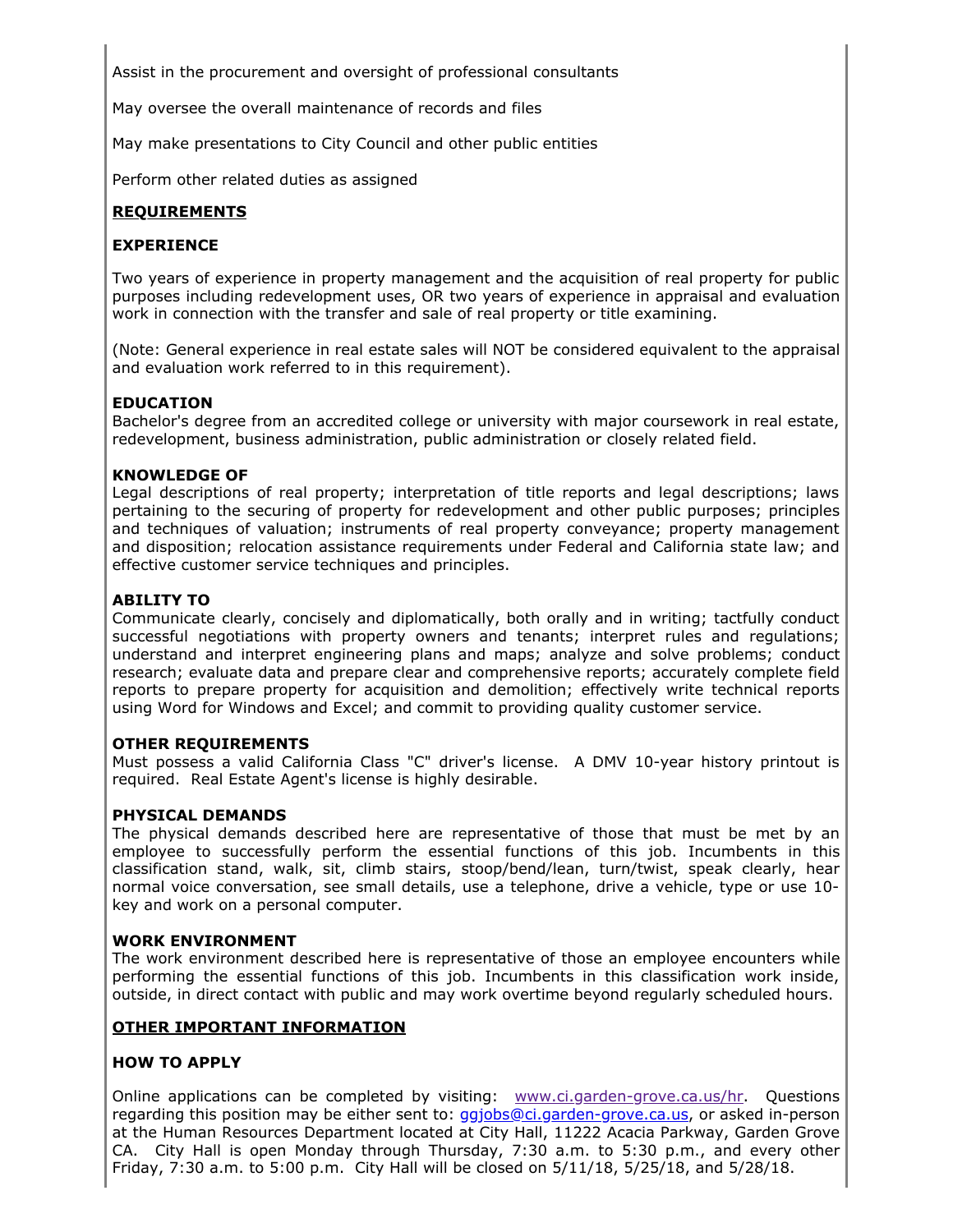Assist in the procurement and oversight of professional consultants

May oversee the overall maintenance of records and files

May make presentations to City Council and other public entities

Perform other related duties as assigned

## **REQUIREMENTS**

### EXPERIENCE

Two years of experience in property management and the acquisition of real property for public purposes including redevelopment uses, OR two years of experience in appraisal and evaluation work in connection with the transfer and sale of real property or title examining.

(Note: General experience in real estate sales will NOT be considered equivalent to the appraisal and evaluation work referred to in this requirement).

### EDUCATION

Bachelor's degree from an accredited college or university with major coursework in real estate, redevelopment, business administration, public administration or closely related field.

### KNOWLEDGE OF

Legal descriptions of real property; interpretation of title reports and legal descriptions; laws pertaining to the securing of property for redevelopment and other public purposes; principles and techniques of valuation; instruments of real property conveyance; property management and disposition; relocation assistance requirements under Federal and California state law; and effective customer service techniques and principles.

### ABILITY TO

Communicate clearly, concisely and diplomatically, both orally and in writing; tactfully conduct successful negotiations with property owners and tenants; interpret rules and regulations; understand and interpret engineering plans and maps; analyze and solve problems; conduct research; evaluate data and prepare clear and comprehensive reports; accurately complete field reports to prepare property for acquisition and demolition; effectively write technical reports using Word for Windows and Excel; and commit to providing quality customer service.

### OTHER REQUIREMENTS

Must possess a valid California Class "C" driver's license. A DMV 10-year history printout is required. Real Estate Agent's license is highly desirable.

### PHYSICAL DEMANDS

The physical demands described here are representative of those that must be met by an employee to successfully perform the essential functions of this job. Incumbents in this classification stand, walk, sit, climb stairs, stoop/bend/lean, turn/twist, speak clearly, hear normal voice conversation, see small details, use a telephone, drive a vehicle, type or use 10-key and work on a personal computer.

### WORK ENVIRONMENT

The work environment described here is representative of those an employee encounters while performing the essential functions of this job. Incumbents in this classification work inside, outside, in direct contact with public and may work overtime beyond regularly scheduled hours.

## **OTHER IMPORTANT INFORMATION**

### HOW TO APPLY

Online applications can be completed by visiting: www.ci.garden-grove.ca.us/hr. Questions regarding this position may be either sent to: ggjobs@ci.garden-grove.ca.us, or asked in-person at the Human Resources Department located at City Hall, 11222 Acacia Parkway, Garden Grove CA. City Hall is open Monday through Thursday, 7:30 a.m. to 5:30 p.m., and every other Friday, 7:30 a.m. to 5:00 p.m. City Hall will be closed on 5/11/18, 5/25/18, and 5/28/18.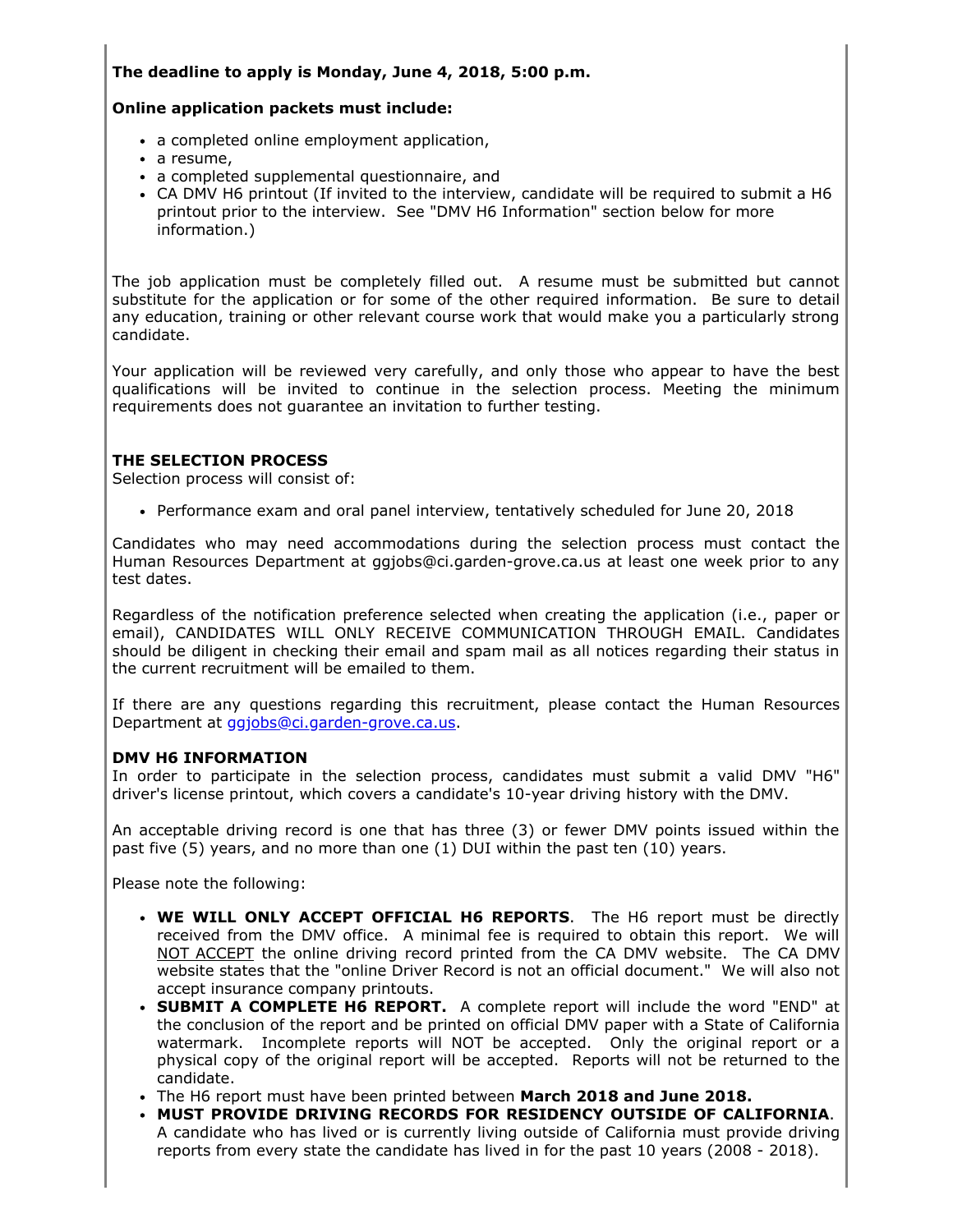**The deadline to apply is Monday, June 4, 2018, 5:00 p.m.**

**Online application packets must include:**

- a completed online employment application,
- a resume,
- a completed supplemental questionnaire, and
- CA DMV H6 printout (If invited to the interview, candidate will be required to submit a H6 printout prior to the interview. See "DMV H6 Information" section below for more information.)

The job application must be completely filled out. A resume must be submitted but cannot substitute for the application or for some of the other required information. Be sure to detail any education, training or other relevant course work that would make you a particularly strong candidate.

Your application will be reviewed very carefully, and only those who appear to have the best qualifications will be invited to continue in the selection process. Meeting the minimum requirements does not guarantee an invitation to further testing.

**THE SELECTION PROCESS**

Selection process will consist of:

- Performance exam and oral panel interview, tentatively scheduled for June 20, 2018

Candidates who may need accommodations during the selection process must contact the Human Resources Department at ggjobs@ci.garden-grove.ca.us at least one week prior to any test dates.

Regardless of the notification preference selected when creating the application (i.e., paper or email), CANDIDATES WILL ONLY RECEIVE COMMUNICATION THROUGH EMAIL. Candidates should be diligent in checking their email and spam mail as all notices regarding their status in the current recruitment will be emailed to them.

If there are any questions regarding this recruitment, please contact the Human Resources Department at ggjobs@ci.garden-grove.ca.us.

**DMV H6 INFORMATION**

In order to participate in the selection process, candidates must submit a valid DMV "H6" driver's license printout, which covers a candidate's 10-year driving history with the DMV.

An acceptable driving record is one that has three (3) or fewer DMV points issued within the past five (5) years, and no more than one (1) DUI within the past ten (10) years.

Please note the following:

- **WE WILL ONLY ACCEPT OFFICIAL H6 REPORTS**. The H6 report must be directly received from the DMV office. A minimal fee is required to obtain this report. We will NOT ACCEPT the online driving record printed from the CA DMV website. The CA DMV website states that the "online Driver Record is not an official document." We will also not accept insurance company printouts.
- **SUBMIT A COMPLETE H6 REPORT.** A complete report will include the word "END" at the conclusion of the report and be printed on official DMV paper with a State of California watermark. Incomplete reports will NOT be accepted. Only the original report or a physical copy of the original report will be accepted. Reports will not be returned to the candidate.
- The H6 report must have been printed between **March 2018 and June 2018.**
- **MUST PROVIDE DRIVING RECORDS FOR RESIDENCY OUTSIDE OF CALIFORNIA**. A candidate who has lived or is currently living outside of California must provide driving reports from every state the candidate has lived in for the past 10 years (2008 - 2018).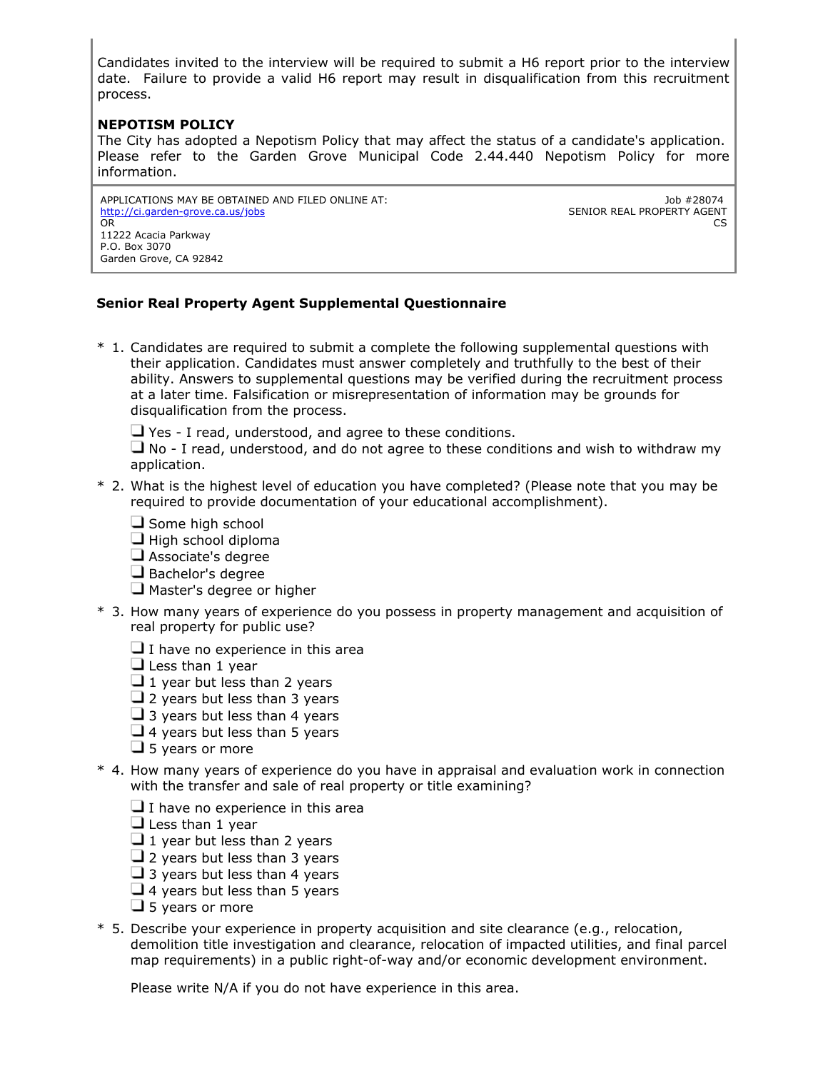Candidates invited to the interview will be required to submit a H6 report prior to the interview date. Failure to provide a valid H6 report may result in disqualification from this recruitment process.

**NEPOTISM POLICY**
The City has adopted a Nepotism Policy that may affect the status of a candidate's application. Please refer to the Garden Grove Municipal Code 2.44.440 Nepotism Policy for more information.

APPLICATIONS MAY BE OBTAINED AND FILED ONLINE AT:
http://ci.garden-grove.ca.us/jobs
OR
11222 Acacia Parkway
P.O. Box 3070
Garden Grove, CA 92842

Job #28074
SENIOR REAL PROPERTY AGENT
CS

### Senior Real Property Agent Supplemental Questionnaire

\* 1. Candidates are required to submit a complete the following supplemental questions with their application. Candidates must answer completely and truthfully to the best of their ability. Answers to supplemental questions may be verified during the recruitment process at a later time. Falsification or misrepresentation of information may be grounds for disqualification from the process.

- ☐ Yes - I read, understood, and agree to these conditions.
- ☐ No - I read, understood, and do not agree to these conditions and wish to withdraw my application.

\* 2. What is the highest level of education you have completed? (Please note that you may be required to provide documentation of your educational accomplishment).

- ☐ Some high school
- ☐ High school diploma
- ☐ Associate's degree
- ☐ Bachelor's degree
- ☐ Master's degree or higher

\* 3. How many years of experience do you possess in property management and acquisition of real property for public use?

- ☐ I have no experience in this area
- ☐ Less than 1 year
- ☐ 1 year but less than 2 years
- ☐ 2 years but less than 3 years
- ☐ 3 years but less than 4 years
- ☐ 4 years but less than 5 years
- ☐ 5 years or more

\* 4. How many years of experience do you have in appraisal and evaluation work in connection with the transfer and sale of real property or title examining?

- ☐ I have no experience in this area
- ☐ Less than 1 year
- ☐ 1 year but less than 2 years
- ☐ 2 years but less than 3 years
- ☐ 3 years but less than 4 years
- ☐ 4 years but less than 5 years
- ☐ 5 years or more

\* 5. Describe your experience in property acquisition and site clearance (e.g., relocation, demolition title investigation and clearance, relocation of impacted utilities, and final parcel map requirements) in a public right-of-way and/or economic development environment.

Please write N/A if you do not have experience in this area.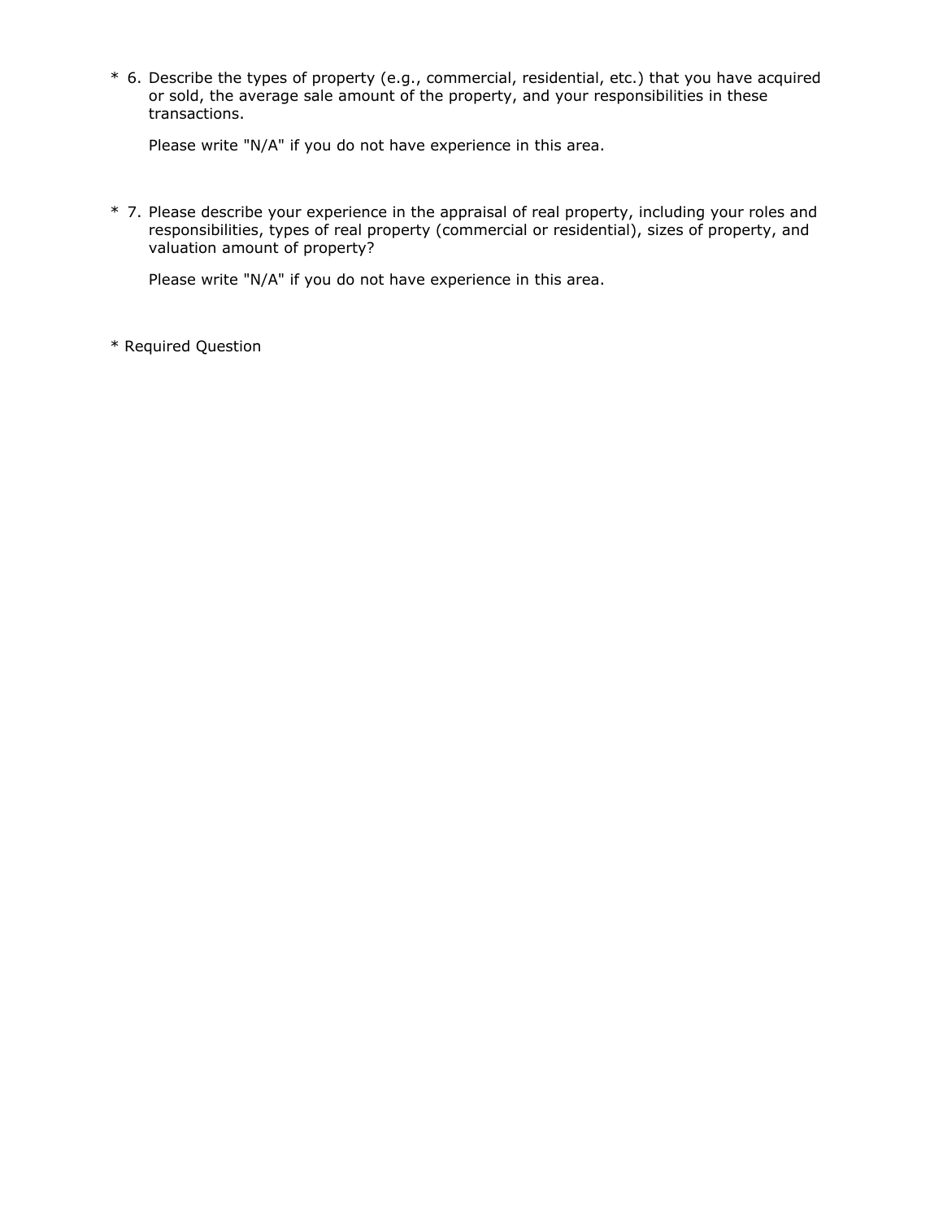\* 6. Describe the types of property (e.g., commercial, residential, etc.) that you have acquired or sold, the average sale amount of the property, and your responsibilities in these transactions.

Please write "N/A" if you do not have experience in this area.

\* 7. Please describe your experience in the appraisal of real property, including your roles and responsibilities, types of real property (commercial or residential), sizes of property, and valuation amount of property?

Please write "N/A" if you do not have experience in this area.

\* Required Question